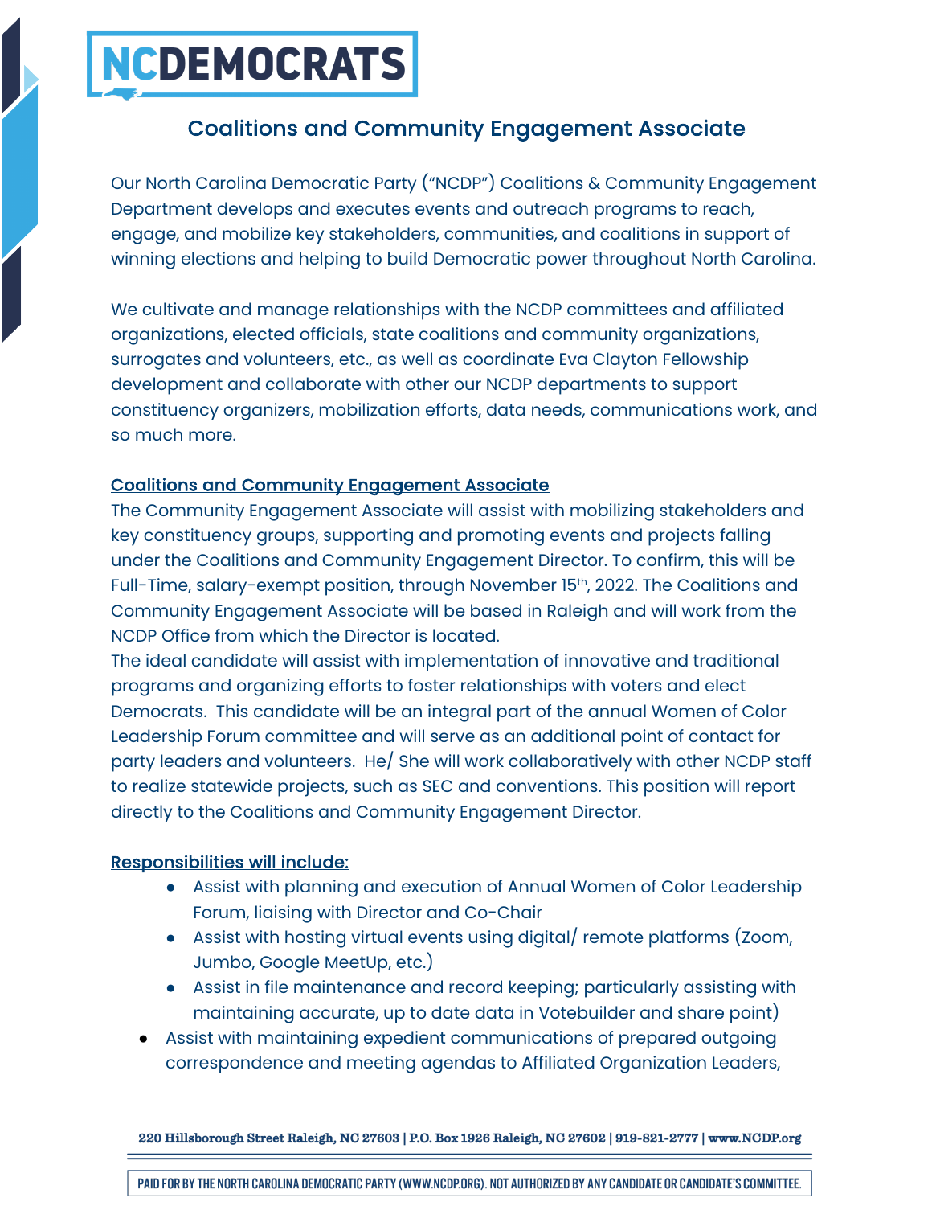# NCDEMOCRATS

## Coalitions and Community Engagement Associate

Our North Carolina Democratic Party ("NCDP") Coalitions & Community Engagement Department develops and executes events and outreach programs to reach, engage, and mobilize key stakeholders, communities, and coalitions in support of winning elections and helping to build Democratic power throughout North Carolina.

We cultivate and manage relationships with the NCDP committees and affiliated organizations, elected officials, state coalitions and community organizations, surrogates and volunteers, etc., as well as coordinate Eva Clayton Fellowship development and collaborate with other our NCDP departments to support constituency organizers, mobilization efforts, data needs, communications work, and so much more.

### Coalitions and Community Engagement Associate

The Community Engagement Associate will assist with mobilizing stakeholders and key constituency groups, supporting and promoting events and projects falling under the Coalitions and Community Engagement Director. To confirm, this will be Full-Time, salary-exempt position, through November 15th, 2022. The Coalitions and Community Engagement Associate will be based in Raleigh and will work from the NCDP Office from which the Director is located.

The ideal candidate will assist with implementation of innovative and traditional programs and organizing efforts to foster relationships with voters and elect Democrats. This candidate will be an integral part of the annual Women of Color Leadership Forum committee and will serve as an additional point of contact for party leaders and volunteers. He/ She will work collaboratively with other NCDP staff to realize statewide projects, such as SEC and conventions. This position will report directly to the Coalitions and Community Engagement Director.

### Responsibilities will include:

- Assist with planning and execution of Annual Women of Color Leadership Forum, liaising with Director and Co-Chair
- Assist with hosting virtual events using digital/ remote platforms (Zoom, Jumbo, Google MeetUp, etc.)
- Assist in file maintenance and record keeping; particularly assisting with maintaining accurate, up to date data in Votebuilder and share point)
- Assist with maintaining expedient communications of prepared outgoing correspondence and meeting agendas to Affiliated Organization Leaders,

220 Hillsborough Street Raleigh, NC 27603 | P.O. Box 1926 Raleigh, NC 27602 | 919-821-2777 | www.NCDP.org

PAID FOR BY THE NORTH CAROLINA DEMOCRATIC PARTY (WWW.NCDP.ORG). NOT AUTHORIZED BY ANY CANDIDATE OR CANDIDATE'S COMMITTEE.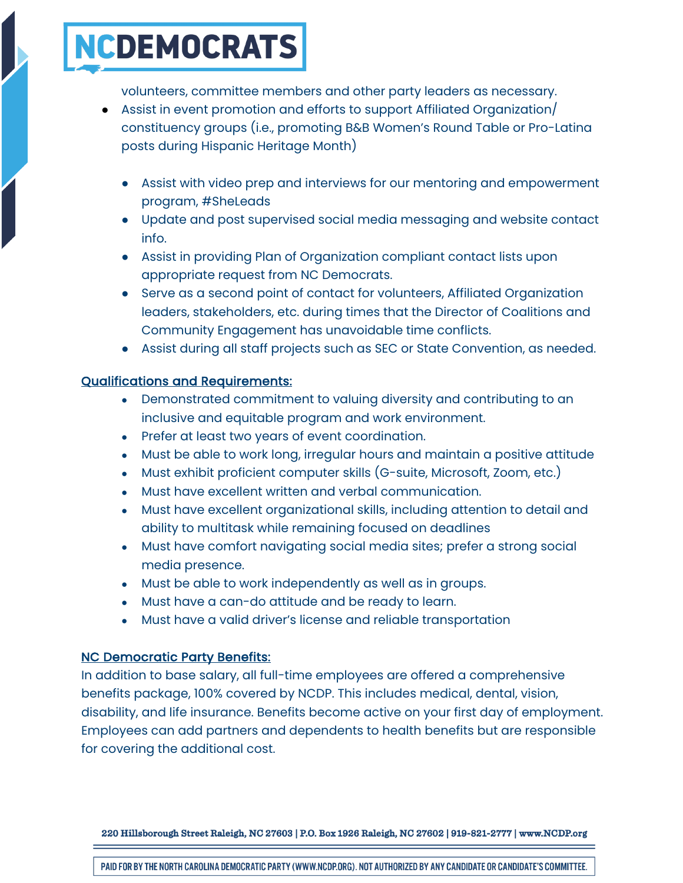volunteers, committee members and other party leaders as necessary.

- Assist in event promotion and efforts to support Affiliated Organization/ constituency groups (i.e., promoting B&B Women's Round Table or Pro-Latina posts during Hispanic Heritage Month)
  - Assist with video prep and interviews for our mentoring and empowerment program, #SheLeads
  - Update and post supervised social media messaging and website contact info.
  - Assist in providing Plan of Organization compliant contact lists upon appropriate request from NC Democrats.
  - Serve as a second point of contact for volunteers, Affiliated Organization leaders, stakeholders, etc. during times that the Director of Coalitions and Community Engagement has unavoidable time conflicts.
  - Assist during all staff projects such as SEC or State Convention, as needed.

<u>Qualifications and Requirements:</u>

- Demonstrated commitment to valuing diversity and contributing to an inclusive and equitable program and work environment.
- Prefer at least two years of event coordination.
- Must be able to work long, irregular hours and maintain a positive attitude
- Must exhibit proficient computer skills (G-suite, Microsoft, Zoom, etc.)
- Must have excellent written and verbal communication.
- Must have excellent organizational skills, including attention to detail and ability to multitask while remaining focused on deadlines
- Must have comfort navigating social media sites; prefer a strong social media presence.
- Must be able to work independently as well as in groups.
- Must have a can-do attitude and be ready to learn.
- Must have a valid driver's license and reliable transportation

<u>NC Democratic Party Benefits:</u>

In addition to base salary, all full-time employees are offered a comprehensive benefits package, 100% covered by NCDP. This includes medical, dental, vision, disability, and life insurance. Benefits become active on your first day of employment. Employees can add partners and dependents to health benefits but are responsible for covering the additional cost.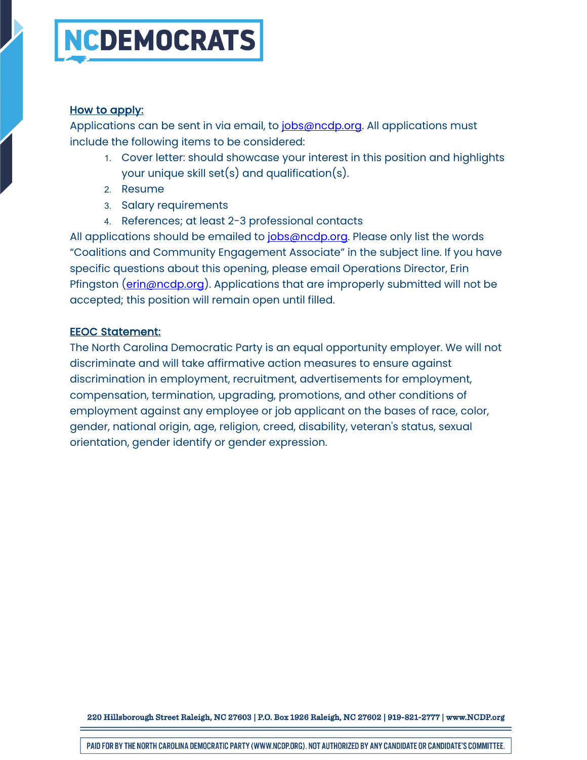**How to apply:**

Applications can be sent in via email, to jobs@ncdp.org. All applications must include the following items to be considered:

1. Cover letter: should showcase your interest in this position and highlights your unique skill set(s) and qualification(s).
2. Resume
3. Salary requirements
4. References; at least 2-3 professional contacts

All applications should be emailed to jobs@ncdp.org. Please only list the words "Coalitions and Community Engagement Associate" in the subject line. If you have specific questions about this opening, please email Operations Director, Erin Pfingston (erin@ncdp.org). Applications that are improperly submitted will not be accepted; this position will remain open until filled.

**EEOC Statement:**

The North Carolina Democratic Party is an equal opportunity employer. We will not discriminate and will take affirmative action measures to ensure against discrimination in employment, recruitment, advertisements for employment, compensation, termination, upgrading, promotions, and other conditions of employment against any employee or job applicant on the bases of race, color, gender, national origin, age, religion, creed, disability, veteran's status, sexual orientation, gender identify or gender expression.